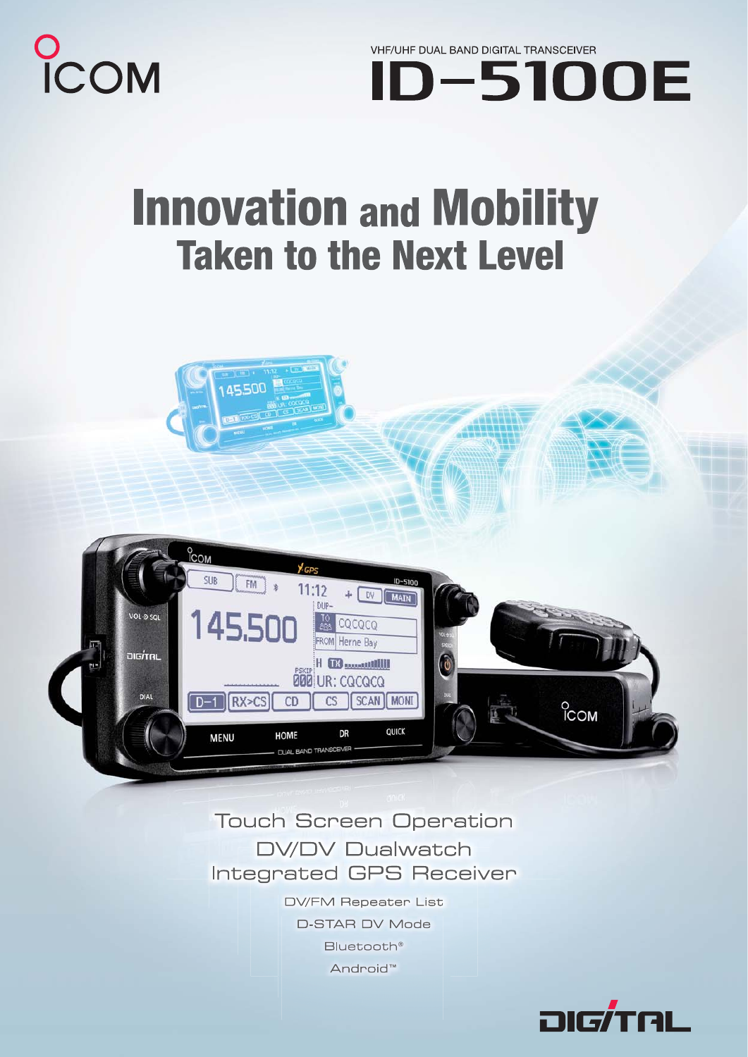ICOM

VHF/UHF DUAL BAND DIGITAL TRANSCEIVER

# ID-5100E

# Innovation and Mobility
## Taken to the Next Level

Touch Screen Operation

DV/DV Dualwatch

Integrated GPS Receiver

DV/FM Repeater List

D-STAR DV Mode

Bluetooth®

Android™

DIGITAL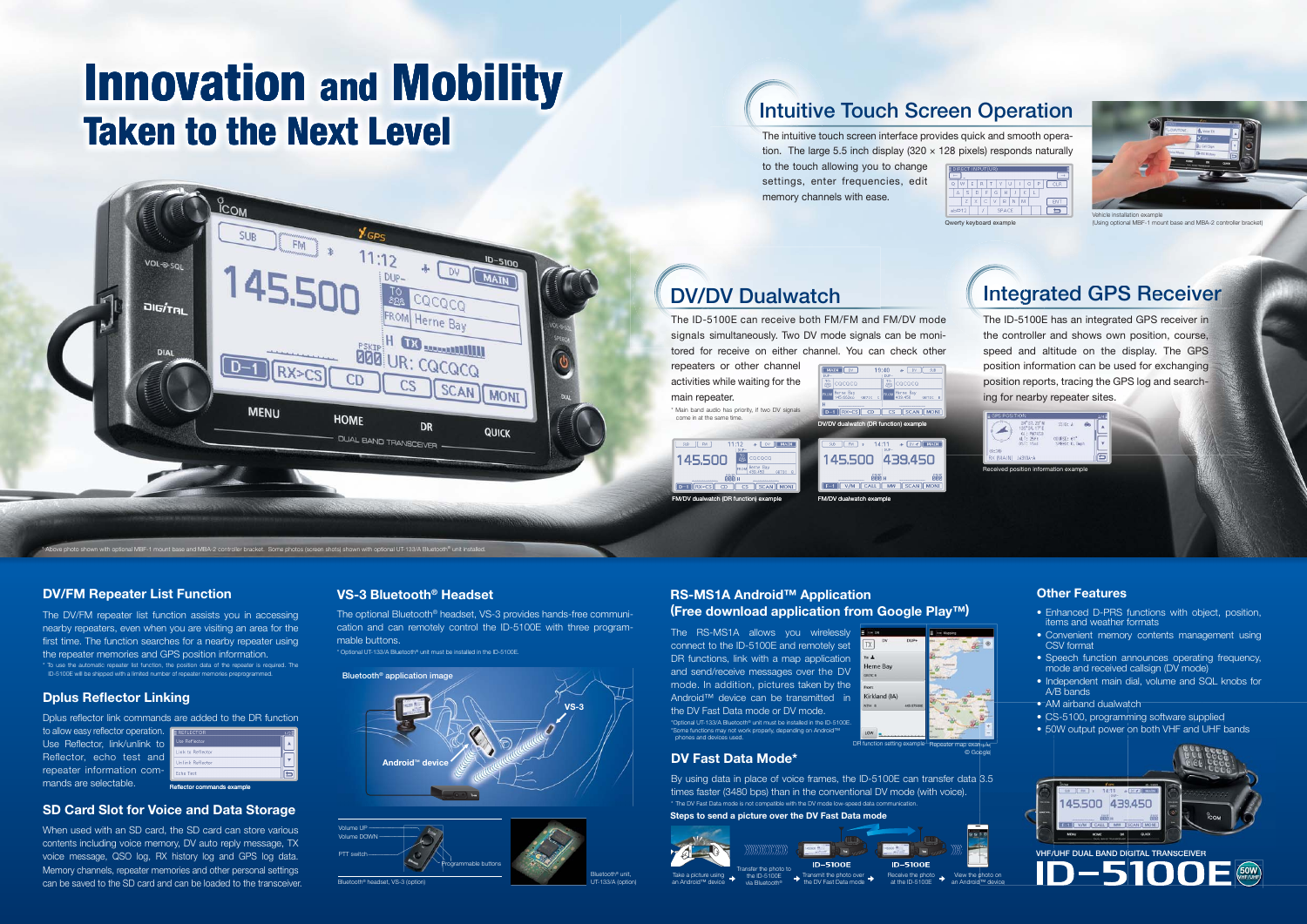# Innovation and Mobility Taken to the Next Level

* Above photo shown with optional MBF-1 mount base and MBA-2 controller bracket. Some photos (screen shots) shown with optional UT-133/A Bluetooth® unit installed.

## Intuitive Touch Screen Operation

The intuitive touch screen interface provides quick and smooth operation. The large 5.5 inch display (320 × 128 pixels) responds naturally to the touch allowing you to change settings, enter frequencies, edit memory channels with ease.

Qwerty keyboard example

Vehicle installation example (Using optional MBF-1 mount base and MBA-2 controller bracket)

## DV/DV Dualwatch

The ID-5100E can receive both FM/FM and FM/DV mode signals simultaneously. Two DV mode signals can be monitored for receive on either channel. You can check other repeaters or other channel activities while waiting for the main repeater.

* Main band audio has priority, if two DV signals come in at the same time.

DV/DV dualwatch (DR function) example

FM/DV dualwatch (DR function) example

FM/DV dualwatch example

## Integrated GPS Receiver

The ID-5100E has an integrated GPS receiver in the controller and shows own position, course, speed and altitude on the display. The GPS position information can be used for exchanging position reports, tracing the GPS log and searching for nearby repeater sites.

Received position information example

### DV/FM Repeater List Function

The DV/FM repeater list function assists you in accessing nearby repeaters, even when you are visiting an area for the first time. The function searches for a nearby repeater using the repeater memories and GPS position information.

* To use the automatic repeater list function, the position data of the repeater is required. The ID-5100E will be shipped with a limited number of repeater memories preprogrammed.

### Dplus Reflector Linking

Dplus reflector link commands are added to the DR function to allow easy reflector operation. Use Reflector, link/unlink to Reflector, echo test and repeater information commands are selectable.

Reflector commands example

### SD Card Slot for Voice and Data Storage

When used with an SD card, the SD card can store various contents including voice memory, DV auto reply message, TX voice message, QSO log, RX history log and GPS log data. Memory channels, repeater memories and other personal settings can be saved to the SD card and can be loaded to the transceiver.

### VS-3 Bluetooth® Headset

The optional Bluetooth® headset, VS-3 provides hands-free communication and can remotely control the ID-5100E with three programmable buttons.

* Optional UT-133/A Bluetooth® unit must be installed in the ID-5100E.

Bluetooth® application image

VS-3

Android™ device

Volume UP

Volume DOWN

PTT switch

Programmable buttons

Bluetooth® headset, VS-3 (option)

Bluetooth® unit, UT-133/A (option)

### RS-MS1A Android™ Application (Free download application from Google Play™)

The RS-MS1A allows you wirelessly connect to the ID-5100E and remotely set DR functions, link with a map application and send/receive messages over the DV mode. In addition, pictures taken by the Android™ device can be transmitted in the DV Fast Data mode or DV mode.

*Optional UT-133/A Bluetooth® unit must be installed in the ID-5100E.
*Some functions may not work properly, depending on Android™ phones and devices used.

DR function setting example

Repeater map example © Google

### DV Fast Data Mode*

By using data in place of voice frames, the ID-5100E can transfer data 3.5 times faster (3480 bps) than in the conventional DV mode (with voice).

* The DV Fast Data mode is not compatible with the DV mode low-speed data communication.

**Steps to send a picture over the DV Fast Data mode**

Take a picture using an Android™ device → Transfer the photo to the ID-5100E via Bluetooth® → Transmit the photo over the DV Fast Data mode (ID-5100E) → Receive the photo at the ID-5100E (ID-5100E) → View the photo on an Android™ device

### Other Features

- Enhanced D-PRS functions with object, position, items and weather formats
- Convenient memory contents management using CSV format
- Speech function announces operating frequency, mode and received callsign (DV mode)
- Independent main dial, volume and SQL knobs for A/B bands
- AM airband dualwatch
- CS-5100, programming software supplied
- 50W output power on both VHF and UHF bands

VHF/UHF DUAL BAND DIGITAL TRANSCEIVER

**ID-5100E** 50W VHF/UHF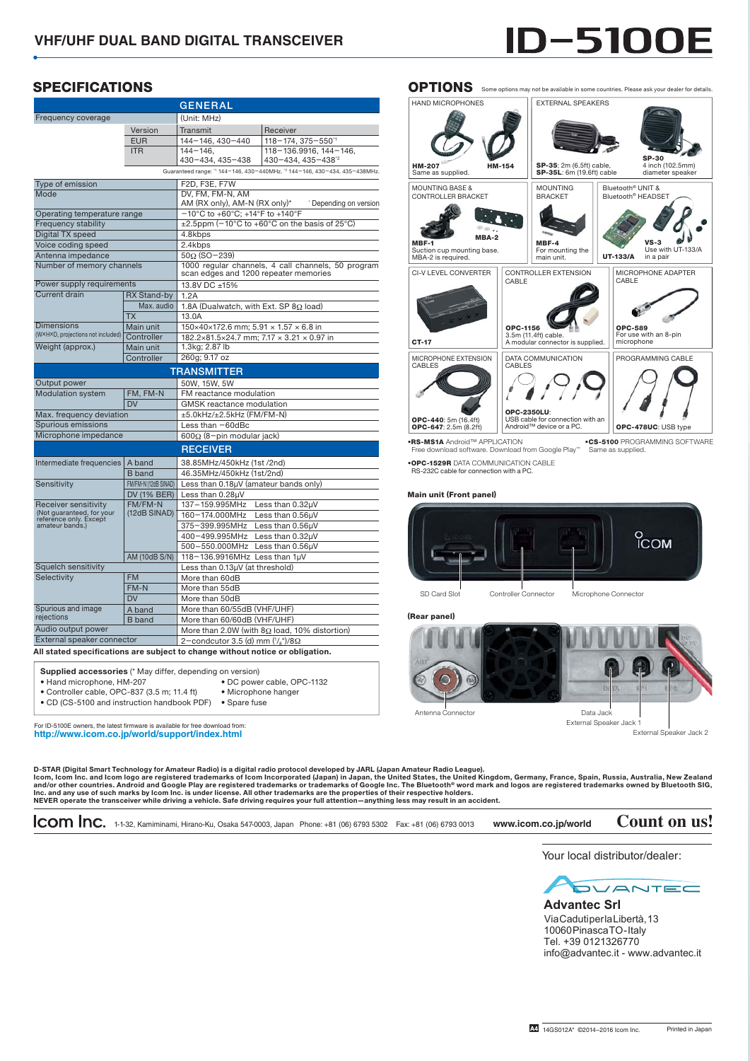## VHF/UHF DUAL BAND DIGITAL TRANSCEIVER

# ID-5100E

## SPECIFICATIONS

| GENERAL | | | |
|---|---|---|---|
| Frequency coverage | | (Unit: MHz) | |
| | Version | Transmit | Receiver |
| | EUR | 144–146, 430–440 | 118–174, 375–550[*1] |
| | ITR | 144–146, 430–434, 435–438 | 118–136.9916, 144–146, 430–434, 435–438[*2] |
| Guaranteed range: [*1] 144–146, 430–440MHz. [*2] 144–146, 430–434, 435–438MHz. | | | |
| Type of emission | | F2D, F3E, F7W | |
| Mode | | DV, FM, FM-N, AM; AM (RX only), AM-N (RX only)* (* Depending on version) | |
| Operating temperature range | | −10°C to +60°C; +14°F to +140°F | |
| Frequency stability | | ±2.5ppm (−10°C to +60°C on the basis of 25°C) | |
| Digital TX speed | | 4.8kbps | |
| Voice coding speed | | 2.4kbps | |
| Antenna impedance | | 50Ω (SO−239) | |
| Number of memory channels | | 1000 regular channels, 4 call channels, 50 program scan edges and 1200 repeater memories | |
| Power supply requirements | | 13.8V DC ±15% | |
| Current drain | RX Stand-by | 1.2A | |
| | Max. audio | 1.8A (Dualwatch, with Ext. SP 8Ω load) | |
| | TX | 13.0A | |
| Dimensions (W×H×D, projections not included) | Main unit | 150×40×172.6 mm; 5.91 × 1.57 × 6.8 in | |
| | Controller | 182.2×81.5×24.7 mm; 7.17 × 3.21 × 0.97 in | |
| Weight (approx.) | Main unit | 1.3kg; 2.87 lb | |
| | Controller | 260g; 9.17 oz | |
| **TRANSMITTER** | | | |
| Output power | | 50W, 15W, 5W | |
| Modulation system | FM, FM-N | FM reactance modulation | |
| | DV | GMSK reactance modulation | |
| Max. frequency deviation | | ±5.0kHz/±2.5kHz (FM/FM-N) | |
| Spurious emissions | | Less than −60dBc | |
| Microphone impedance | | 600Ω (8−pin modular jack) | |
| **RECEIVER** | | | |
| Intermediate frequencies | A band | 38.85MHz/450kHz (1st /2nd) | |
| | B band | 46.35MHz/450kHz (1st/2nd) | |
| Sensitivity | FM/FM-N (12dB SINAD) | Less than 0.18μV (amateur bands only) | |
| | DV (1% BER) | Less than 0.28μV | |
| Receiver sensitivity (Not guaranteed, for your reference only. Except amateur bands.) | FM/FM-N (12dB SINAD) | 137−159.995MHz Less than 0.32μV | |
| | | 160−174.000MHz Less than 0.56μV | |
| | | 375−399.995MHz Less than 0.56μV | |
| | | 400−499.995MHz Less than 0.32μV | |
| | | 500−550.000MHz Less than 0.56μV | |
| | AM (10dB S/N) | 118−136.9916MHz Less than 1μV | |
| Squelch sensitivity | | Less than 0.13μV (at threshold) | |
| Selectivity | FM | More than 60dB | |
| | FM-N | More than 55dB | |
| | DV | More than 50dB | |
| Spurious and image rejections | A band | More than 60/55dB (VHF/UHF) | |
| | B band | More than 60/60dB (VHF/UHF) | |
| Audio output power | | More than 2.0W (with 8Ω load, 10% distortion) | |
| External speaker connector | | 2−condcutor 3.5 (d) mm (1/8")/8Ω | |

**All stated specifications are subject to change without notice or obligation.**

**Supplied accessories** (* May differ, depending on version)

- Hand microphone, HM-207
- Controller cable, OPC-837 (3.5 m; 11.4 ft)
- CD (CS-5100 and instruction handbook PDF)
- DC power cable, OPC-1132
- Microphone hanger
- Spare fuse

For ID-5100E owners, the latest firmware is available for free download from:
**http://www.icom.co.jp/world/support/index.html**

## OPTIONS

Some options may not be available in some countries. Please ask your dealer for details.

**HAND MICROPHONES**
- **HM-207** Same as supplied.
- **HM-154**

**EXTERNAL SPEAKERS**
- **SP-35**: 2m (6.5ft) cable, **SP-35L**: 6m (19.6ft) cable
- **SP-30** 4 inch (102.5mm) diameter speaker

**MOUNTING BASE & CONTROLLER BRACKET**
- **MBF-1** Suction cup mounting base. MBA-2 is required.
- **MBA-2**

**MOUNTING BRACKET**
- **MBF-4** For mounting the main unit.

**Bluetooth® UNIT & Bluetooth® HEADSET**
- **UT-133/A**
- **VS-3** Use with UT-133/A in a pair

**CI-V LEVEL CONVERTER**
- **CT-17**

**CONTROLLER EXTENSION CABLE**
- **OPC-1156** 3.5m (11.4ft) cable. A modular connector is supplied.

**MICROPHONE ADAPTER CABLE**
- **OPC-589** For use with an 8-pin microphone

**MICROPHONE EXTENSION CABLES**
- **OPC-440**: 5m (16.4ft)
- **OPC-647**: 2.5m (8.2ft)

**DATA COMMUNICATION CABLES**
- **OPC-2350LU**: USB cable for connection with an Android™ device or a PC.

**PROGRAMMING CABLE**
- **OPC-478UC**: USB type

- **RS-MS1A** Android™ APPLICATION Free download software. Download from Google Play™
- **CS-5100** PROGRAMMING SOFTWARE Same as supplied.
- **OPC-1529R** DATA COMMUNICATION CABLE RS-232C cable for connection with a PC.

**Main unit (Front panel)**

SD Card Slot · Controller Connector · Microphone Connector

**(Rear panel)**

Antenna Connector · Data Jack · External Speaker Jack 1 · External Speaker Jack 2

**D-STAR (Digital Smart Technology for Amateur Radio) is a digital radio protocol developed by JARL (Japan Amateur Radio League).**
**Icom, Icom Inc. and Icom logo are registered trademarks of Icom Incorporated (Japan) in Japan, the United States, the United Kingdom, Germany, France, Spain, Russia, Australia, New Zealand and/or other countries. Android and Google Play are registered trademarks or trademarks of Google Inc. The Bluetooth® word mark and logos are registered trademarks owned by Bluetooth SIG, Inc. and any use of such marks by Icom Inc. is under license. All other trademarks are the properties of their respective holders.**
**NEVER operate the transceiver while driving a vehicle. Safe driving requires your full attention—anything less may result in an accident.**

Icom Inc. 1-1-32, Kamiminami, Hirano-Ku, Osaka 547-0003, Japan Phone: +81 (06) 6793 5302 Fax: +81 (06) 6793 0013 www.icom.co.jp/world **Count on us!**

Your local distributor/dealer:

**Advantec Srl**
Via Caduti per la Libertà, 13
10060 Pinasca TO - Italy
Tel. +39 0121326770
info@advantec.it - www.advantec.it

14GS012A* ©2014–2016 Icom Inc. Printed in Japan